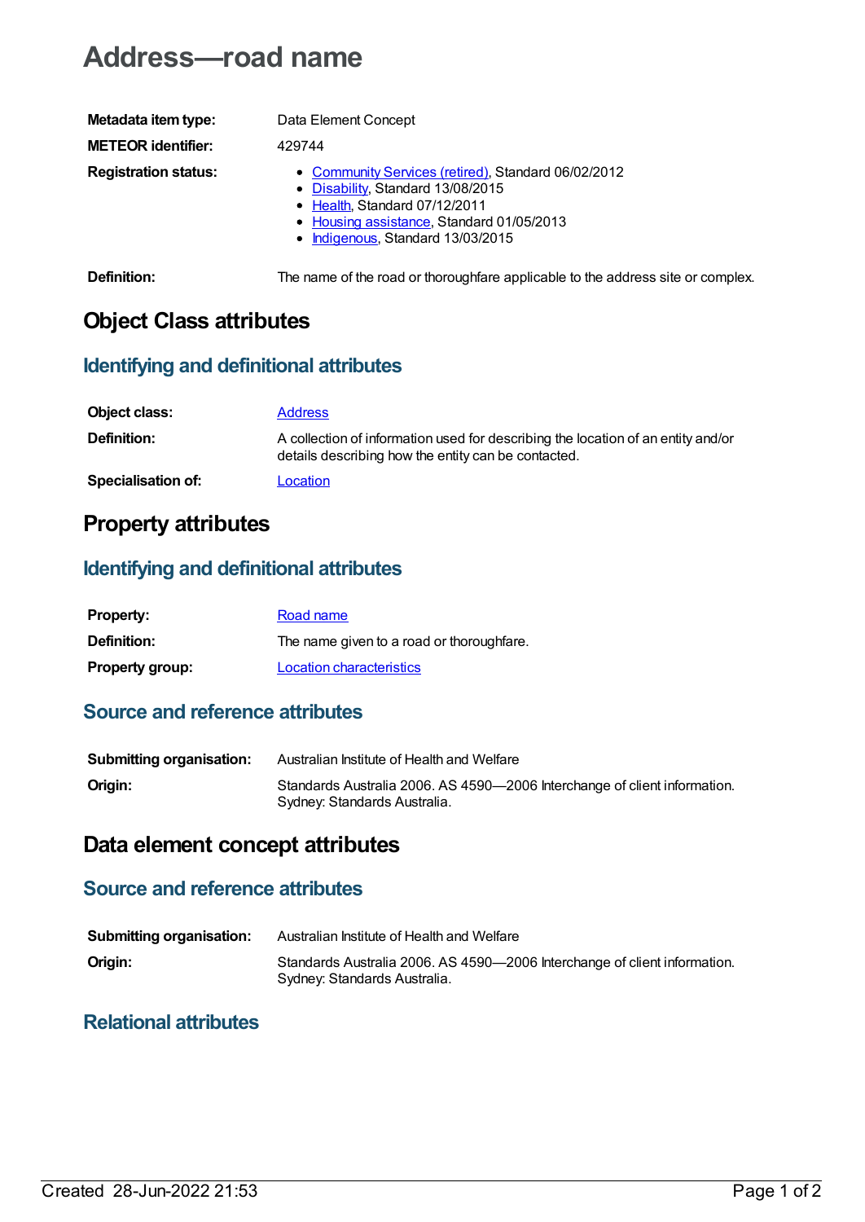# Address—road name

| | |
|---|---|
| **Metadata item type:** | Data Element Concept |
| **METEOR identifier:** | 429744 |
| **Registration status:** | • Community Services (retired), Standard 06/02/2012<br>• Disability, Standard 13/08/2015<br>• Health, Standard 07/12/2011<br>• Housing assistance, Standard 01/05/2013<br>• Indigenous, Standard 13/03/2015 |
| **Definition:** | The name of the road or thoroughfare applicable to the address site or complex. |

## Object Class attributes

### Identifying and definitional attributes

| | |
|---|---|
| **Object class:** | Address |
| **Definition:** | A collection of information used for describing the location of an entity and/or details describing how the entity can be contacted. |
| **Specialisation of:** | Location |

## Property attributes

### Identifying and definitional attributes

| | |
|---|---|
| **Property:** | Road name |
| **Definition:** | The name given to a road or thoroughfare. |
| **Property group:** | Location characteristics |

### Source and reference attributes

| | |
|---|---|
| **Submitting organisation:** | Australian Institute of Health and Welfare |
| **Origin:** | Standards Australia 2006. AS 4590—2006 Interchange of client information. Sydney: Standards Australia. |

## Data element concept attributes

### Source and reference attributes

| | |
|---|---|
| **Submitting organisation:** | Australian Institute of Health and Welfare |
| **Origin:** | Standards Australia 2006. AS 4590—2006 Interchange of client information. Sydney: Standards Australia. |

### Relational attributes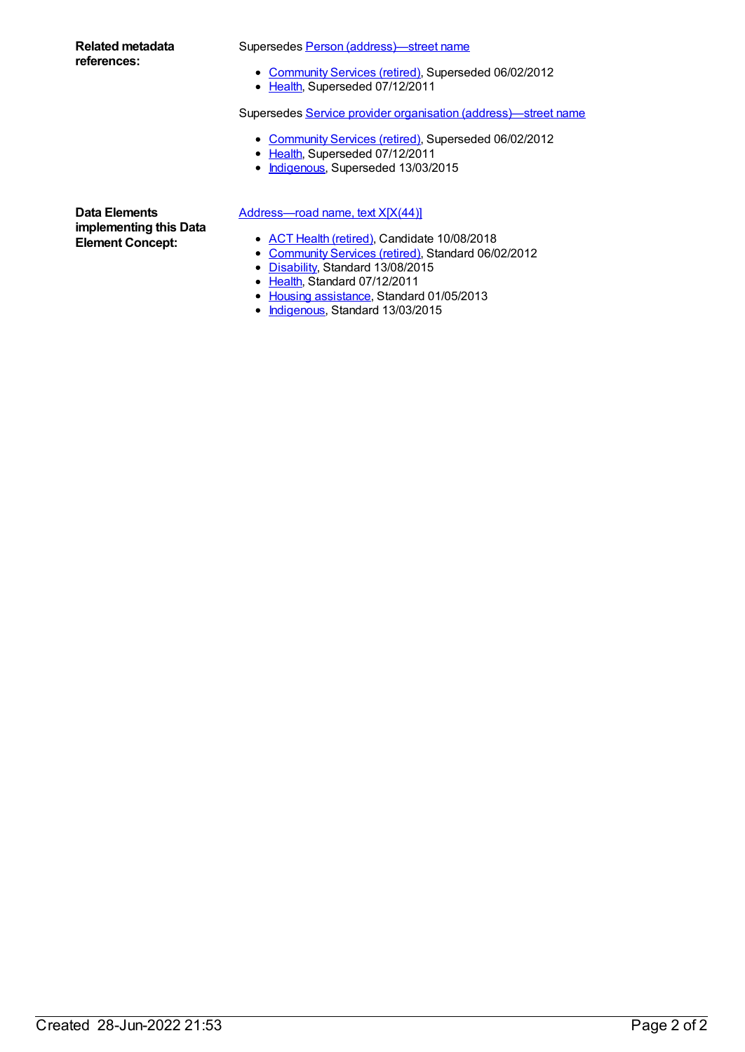**Related metadata references:**

Supersedes Person (address)—street name

- Community Services (retired), Superseded 06/02/2012
- Health, Superseded 07/12/2011

Supersedes Service provider organisation (address)—street name

- Community Services (retired), Superseded 06/02/2012
- Health, Superseded 07/12/2011
- Indigenous, Superseded 13/03/2015

**Data Elements implementing this Data Element Concept:**

Address—road name, text X[X(44)]

- ACT Health (retired), Candidate 10/08/2018
- Community Services (retired), Standard 06/02/2012
- Disability, Standard 13/08/2015
- Health, Standard 07/12/2011
- Housing assistance, Standard 01/05/2013
- Indigenous, Standard 13/03/2015